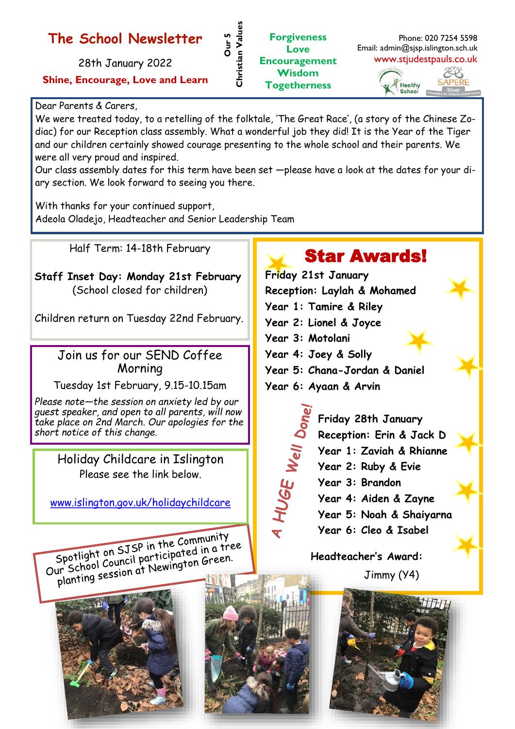# The School Newsletter

28th January 2022

**Shine, Encourage, Love and Learn**

**Our 5 Christian Values**

**Forgiveness**
**Love**
**Encouragement**
**Wisdom**
**Togetherness**

Phone: 020 7254 5598
Email: admin@sjsp.islington.sch.uk
www.stjudestpauls.co.uk

Dear Parents & Carers,

We were treated today, to a retelling of the folktale, 'The Great Race', (a story of the Chinese Zodiac) for our Reception class assembly. What a wonderful job they did! It is the Year of the Tiger and our children certainly showed courage presenting to the whole school and their parents. We were all very proud and inspired.

Our class assembly dates for this term have been set —please have a look at the dates for your diary section. We look forward to seeing you there.

With thanks for your continued support,
Adeola Oladejo, Headteacher and Senior Leadership Team

Half Term: 14-18th February

**Staff Inset Day: Monday 21st February**
(School closed for children)

Children return on Tuesday 22nd February.

## Join us for our SEND Coffee Morning

Tuesday 1st February, 9.15-10.15am

*Please note—the session on anxiety led by our guest speaker, and open to all parents, will now take place on 2nd March. Our apologies for the short notice of this change.*

## Holiday Childcare in Islington

Please see the link below.

www.islington.gov.uk/holidaychildcare

## Star Awards!

**Friday 21st January**
**Reception: Laylah & Mohamed**
**Year 1: Tamire & Riley**
**Year 2: Lionel & Joyce**
**Year 3: Motolani**
**Year 4: Joey & Solly**
**Year 5: Chana-Jordan & Daniel**
**Year 6: Ayaan & Arvin**

*A HUGE Well Done!*

**Friday 28th January**
**Reception: Erin & Jack D**
**Year 1: Zaviah & Rhianne**
**Year 2: Ruby & Evie**
**Year 3: Brandon**
**Year 4: Aiden & Zayne**
**Year 5: Noah & Shaiyarna**
**Year 6: Cleo & Isabel**

**Headteacher's Award:**
Jimmy (Y4)

Spotlight on SJSP in the Community
Our School Council participated in a tree planting session at Newington Green.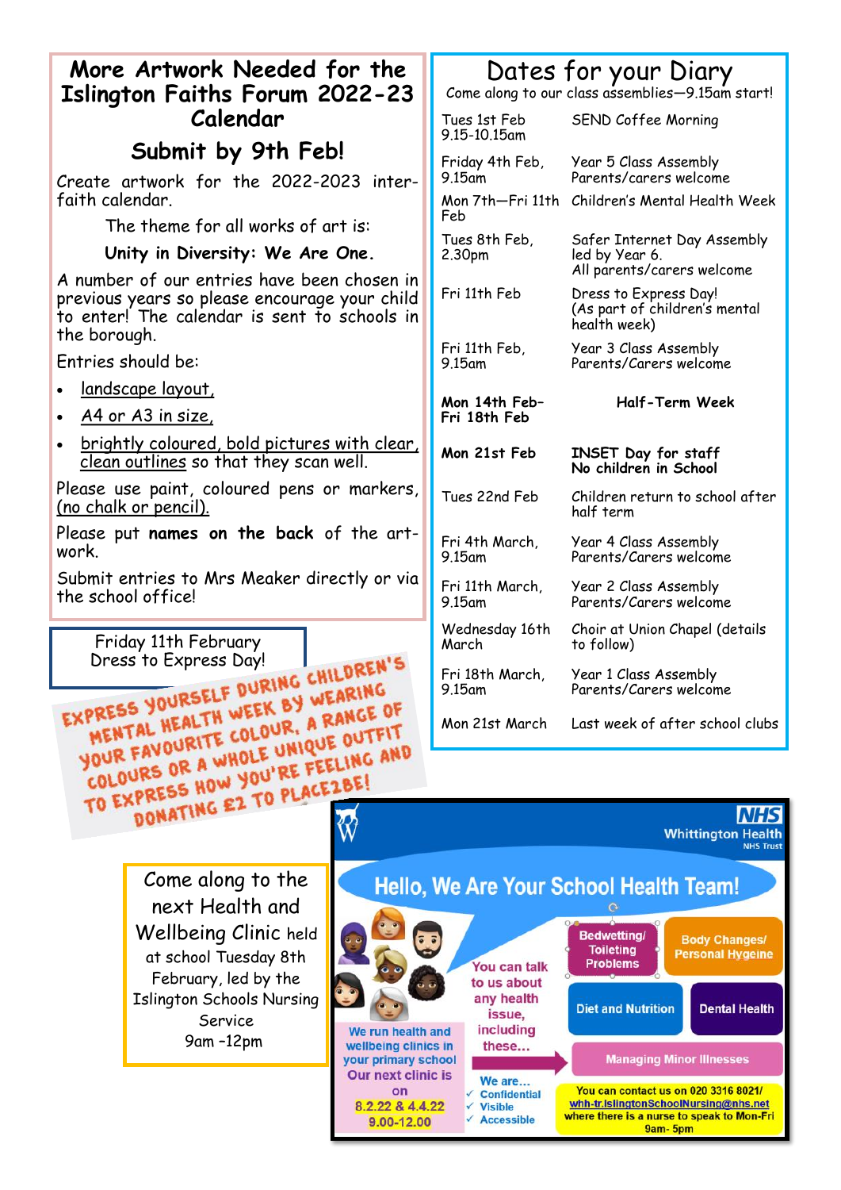## More Artwork Needed for the Islington Faiths Forum 2022-23 Calendar

### Submit by 9th Feb!

Create artwork for the 2022-2023 inter-faith calendar.

The theme for all works of art is:

**Unity in Diversity: We Are One.**

A number of our entries have been chosen in previous years so please encourage your child to enter! The calendar is sent to schools in the borough.

Entries should be:

- landscape layout,
- A4 or A3 in size,
- brightly coloured, bold pictures with clear, clean outlines so that they scan well.

Please use paint, coloured pens or markers, (no chalk or pencil).

Please put **names on the back** of the art-work.

Submit entries to Mrs Meaker directly or via the school office!

Friday 11th February Dress to Express Day!

EXPRESS YOURSELF DURING CHILDREN'S MENTAL HEALTH WEEK BY WEARING YOUR FAVOURITE COLOUR, A RANGE OF COLOURS OR A WHOLE UNIQUE OUTFIT TO EXPRESS HOW YOU'RE FEELING AND DONATING £2 TO PLACE2BE!

Come along to the next Health and Wellbeing Clinic held at school Tuesday 8th February, led by the Islington Schools Nursing Service 9am -12pm

## Dates for your Diary

Come along to our class assemblies—9.15am start!

| Date | Event |
|---|---|
| Tues 1st Feb 9.15-10.15am | SEND Coffee Morning |
| Friday 4th Feb, 9.15am | Year 5 Class Assembly Parents/carers welcome |
| Mon 7th—Fri 11th Feb | Children's Mental Health Week |
| Tues 8th Feb, 2.30pm | Safer Internet Day Assembly led by Year 6. All parents/carers welcome |
| Fri 11th Feb | Dress to Express Day! (As part of children's mental health week) |
| Fri 11th Feb, 9.15am | Year 3 Class Assembly Parents/Carers welcome |
| **Mon 14th Feb–Fri 18th Feb** | **Half-Term Week** |
| **Mon 21st Feb** | **INSET Day for staff No children in School** |
| Tues 22nd Feb | Children return to school after half term |
| Fri 4th March, 9.15am | Year 4 Class Assembly Parents/Carers welcome |
| Fri 11th March, 9.15am | Year 2 Class Assembly Parents/Carers welcome |
| Wednesday 16th March | Choir at Union Chapel (details to follow) |
| Fri 18th March, 9.15am | Year 1 Class Assembly Parents/Carers welcome |
| Mon 21st March | Last week of after school clubs |

NHS Whittington Health NHS Trust

## Hello, We Are Your School Health Team!

We run health and wellbeing clinics in your primary school

Our next clinic is on 8.2.22 & 4.4.22 9.00-12.00

You can talk to us about any health issue, including these...

- Bedwetting/ Toileting Problems
- Body Changes/ Personal Hygeine
- Diet and Nutrition
- Dental Health
- Managing Minor Illnesses

We are...

- ✓ Confidential
- ✓ Visible
- ✓ Accessible

You can contact us on 020 3316 8021/ whh-tr.IslingtonSchoolNursing@nhs.net where there is a nurse to speak to Mon-Fri 9am- 5pm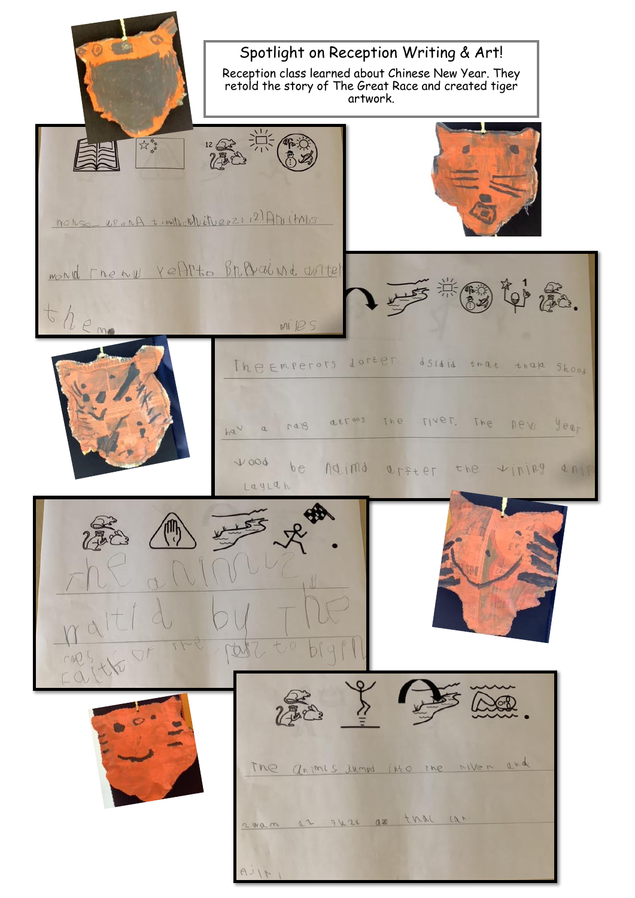## Spotlight on Reception Writing & Art!

Reception class learned about Chinese New Year. They retold the story of The Great Race and created tiger artwork.